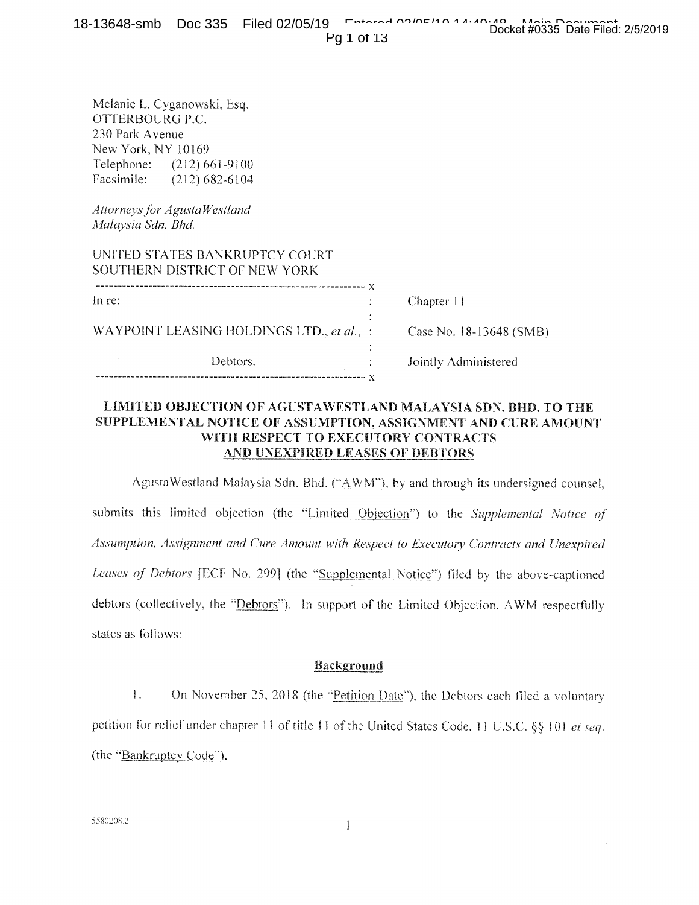Melanie L. Cyganowski, Esq.
OTTERBOURG P.C.
230 Park Avenue
New York, NY 10169
Telephone: (212) 661-9100
Facsimile: (212) 682-6104

*Attorneys for AgustaWestland Malaysia Sdn. Bhd.*

UNITED STATES BANKRUPTCY COURT
SOUTHERN DISTRICT OF NEW YORK

| | | |
|---|---|---|
| In re: | : | Chapter 11 |
| WAYPOINT LEASING HOLDINGS LTD., *et al.*, | : | Case No. 18-13648 (SMB) |
| Debtors. | : | Jointly Administered |

## LIMITED OBJECTION OF AGUSTAWESTLAND MALAYSIA SDN. BHD. TO THE SUPPLEMENTAL NOTICE OF ASSUMPTION, ASSIGNMENT AND CURE AMOUNT WITH RESPECT TO EXECUTORY CONTRACTS AND UNEXPIRED LEASES OF DEBTORS

AgustaWestland Malaysia Sdn. Bhd. ("AWM"), by and through its undersigned counsel, submits this limited objection (the "Limited Objection") to the *Supplemental Notice of Assumption, Assignment and Cure Amount with Respect to Executory Contracts and Unexpired Leases of Debtors* [ECF No. 299] (the "Supplemental Notice") filed by the above-captioned debtors (collectively, the "Debtors"). In support of the Limited Objection, AWM respectfully states as follows:

### Background

1. On November 25, 2018 (the "Petition Date"), the Debtors each filed a voluntary petition for relief under chapter 11 of title 11 of the United States Code, 11 U.S.C. §§ 101 *et seq.* (the "Bankruptcy Code").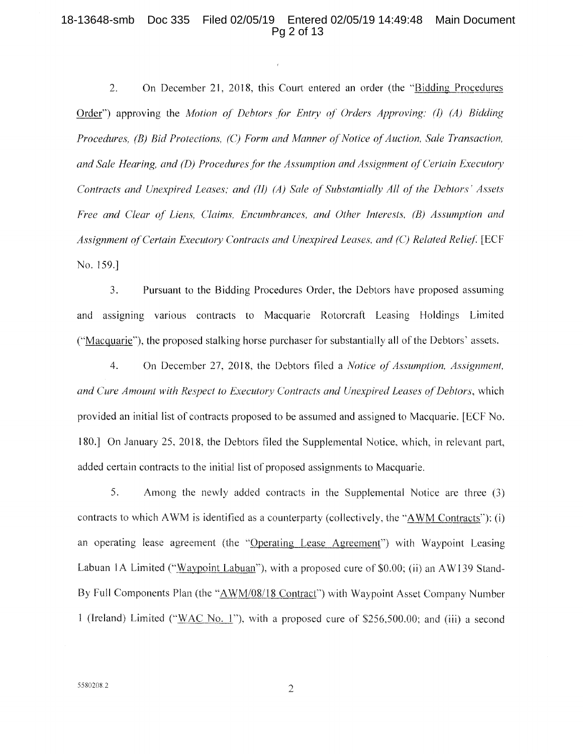2. On December 21, 2018, this Court entered an order (the "Bidding Procedures Order") approving the *Motion of Debtors for Entry of Orders Approving: (I) (A) Bidding Procedures, (B) Bid Protections, (C) Form and Manner of Notice of Auction, Sale Transaction, and Sale Hearing, and (D) Procedures for the Assumption and Assignment of Certain Executory Contracts and Unexpired Leases; and (II) (A) Sale of Substantially All of the Debtors' Assets Free and Clear of Liens, Claims, Encumbrances, and Other Interests, (B) Assumption and Assignment of Certain Executory Contracts and Unexpired Leases, and (C) Related Relief.* [ECF No. 159.]

3. Pursuant to the Bidding Procedures Order, the Debtors have proposed assuming and assigning various contracts to Macquarie Rotorcraft Leasing Holdings Limited ("Macquarie"), the proposed stalking horse purchaser for substantially all of the Debtors' assets.

4. On December 27, 2018, the Debtors filed a *Notice of Assumption, Assignment, and Cure Amount with Respect to Executory Contracts and Unexpired Leases of Debtors*, which provided an initial list of contracts proposed to be assumed and assigned to Macquarie. [ECF No. 180.] On January 25, 2018, the Debtors filed the Supplemental Notice, which, in relevant part, added certain contracts to the initial list of proposed assignments to Macquarie.

5. Among the newly added contracts in the Supplemental Notice are three (3) contracts to which AWM is identified as a counterparty (collectively, the "AWM Contracts"): (i) an operating lease agreement (the "Operating Lease Agreement") with Waypoint Leasing Labuan 1A Limited ("Waypoint Labuan"), with a proposed cure of $0.00; (ii) an AW139 Stand-By Full Components Plan (the "AWM/08/18 Contract") with Waypoint Asset Company Number 1 (Ireland) Limited ("WAC No. 1"), with a proposed cure of $256,500.00; and (iii) a second

5580208.2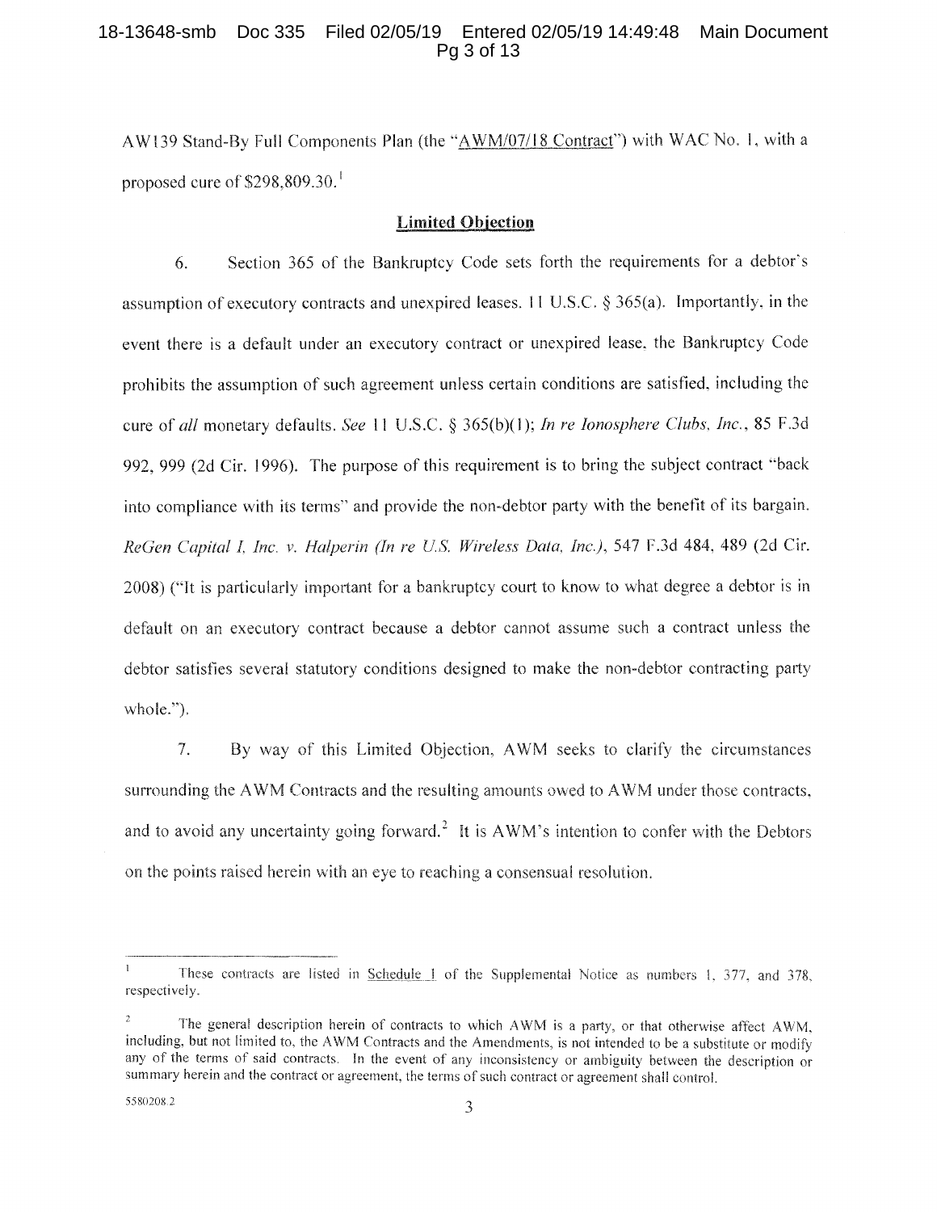AW139 Stand-By Full Components Plan (the "AWM/07/18 Contract") with WAC No. 1, with a proposed cure of $298,809.30.[1]

## Limited Objection

6. Section 365 of the Bankruptcy Code sets forth the requirements for a debtor's assumption of executory contracts and unexpired leases. 11 U.S.C. § 365(a). Importantly, in the event there is a default under an executory contract or unexpired lease, the Bankruptcy Code prohibits the assumption of such agreement unless certain conditions are satisfied, including the cure of *all* monetary defaults. *See* 11 U.S.C. § 365(b)(1); *In re Ionosphere Clubs, Inc.*, 85 F.3d 992, 999 (2d Cir. 1996). The purpose of this requirement is to bring the subject contract "back into compliance with its terms" and provide the non-debtor party with the benefit of its bargain. *ReGen Capital I, Inc. v. Halperin (In re U.S. Wireless Data, Inc.)*, 547 F.3d 484, 489 (2d Cir. 2008) ("It is particularly important for a bankruptcy court to know to what degree a debtor is in default on an executory contract because a debtor cannot assume such a contract unless the debtor satisfies several statutory conditions designed to make the non-debtor contracting party whole.").

7. By way of this Limited Objection, AWM seeks to clarify the circumstances surrounding the AWM Contracts and the resulting amounts owed to AWM under those contracts, and to avoid any uncertainty going forward.[2] It is AWM's intention to confer with the Debtors on the points raised herein with an eye to reaching a consensual resolution.

---

[1] These contracts are listed in Schedule 1 of the Supplemental Notice as numbers 1, 377, and 378, respectively.

[2] The general description herein of contracts to which AWM is a party, or that otherwise affect AWM, including, but not limited to, the AWM Contracts and the Amendments, is not intended to be a substitute or modify any of the terms of said contracts. In the event of any inconsistency or ambiguity between the description or summary herein and the contract or agreement, the terms of such contract or agreement shall control.

5580208.2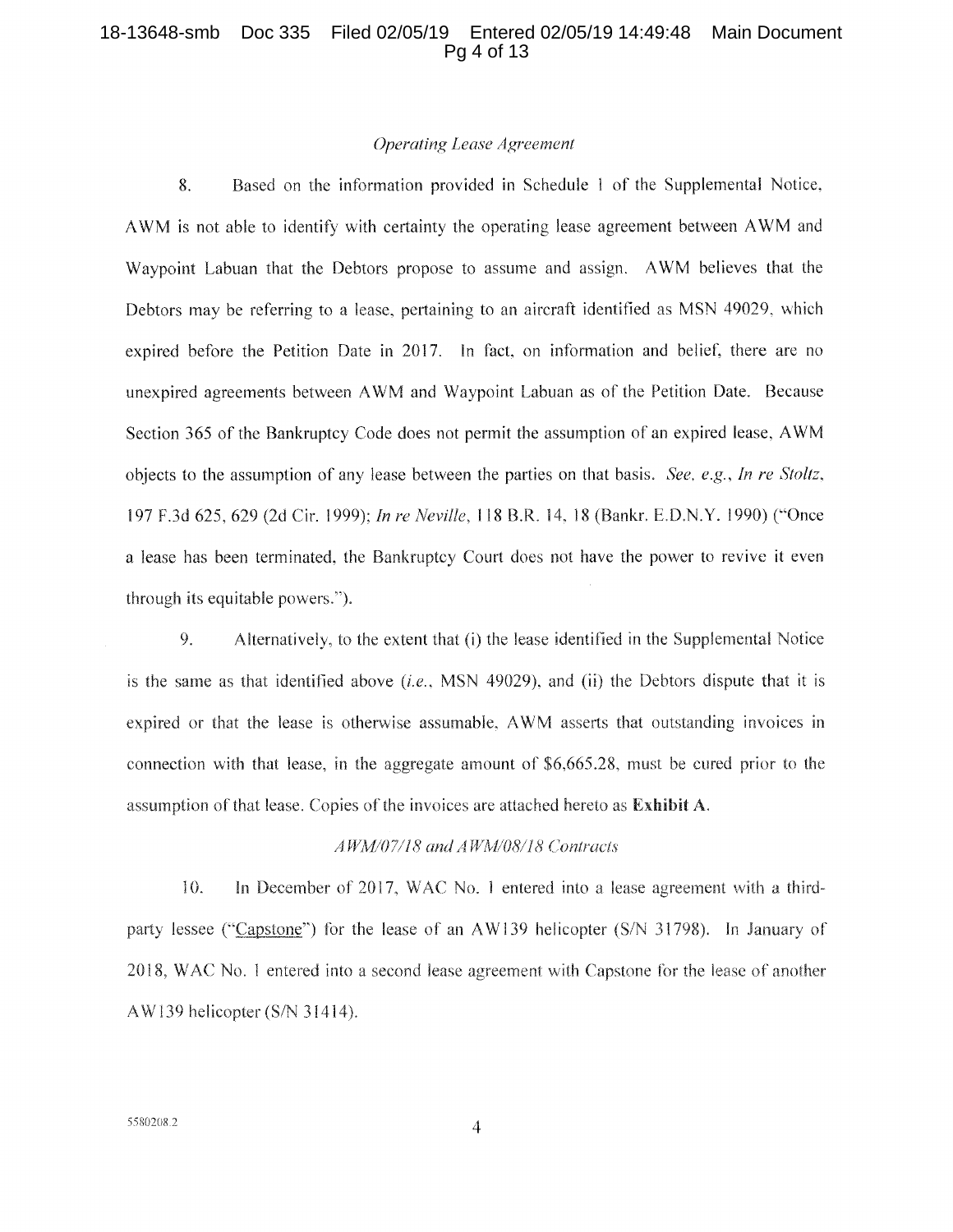*Operating Lease Agreement*

8. Based on the information provided in Schedule 1 of the Supplemental Notice, AWM is not able to identify with certainty the operating lease agreement between AWM and Waypoint Labuan that the Debtors propose to assume and assign. AWM believes that the Debtors may be referring to a lease, pertaining to an aircraft identified as MSN 49029, which expired before the Petition Date in 2017. In fact, on information and belief, there are no unexpired agreements between AWM and Waypoint Labuan as of the Petition Date. Because Section 365 of the Bankruptcy Code does not permit the assumption of an expired lease, AWM objects to the assumption of any lease between the parties on that basis. *See, e.g.*, *In re Stoltz*, 197 F.3d 625, 629 (2d Cir. 1999); *In re Neville*, 118 B.R. 14, 18 (Bankr. E.D.N.Y. 1990) ("Once a lease has been terminated, the Bankruptcy Court does not have the power to revive it even through its equitable powers.").

9. Alternatively, to the extent that (i) the lease identified in the Supplemental Notice is the same as that identified above (*i.e.*, MSN 49029), and (ii) the Debtors dispute that it is expired or that the lease is otherwise assumable, AWM asserts that outstanding invoices in connection with that lease, in the aggregate amount of $6,665.28, must be cured prior to the assumption of that lease. Copies of the invoices are attached hereto as **Exhibit A**.

*AWM/07/18 and AWM/08/18 Contracts*

10. In December of 2017, WAC No. 1 entered into a lease agreement with a third-party lessee ("Capstone") for the lease of an AW139 helicopter (S/N 31798). In January of 2018, WAC No. 1 entered into a second lease agreement with Capstone for the lease of another AW139 helicopter (S/N 31414).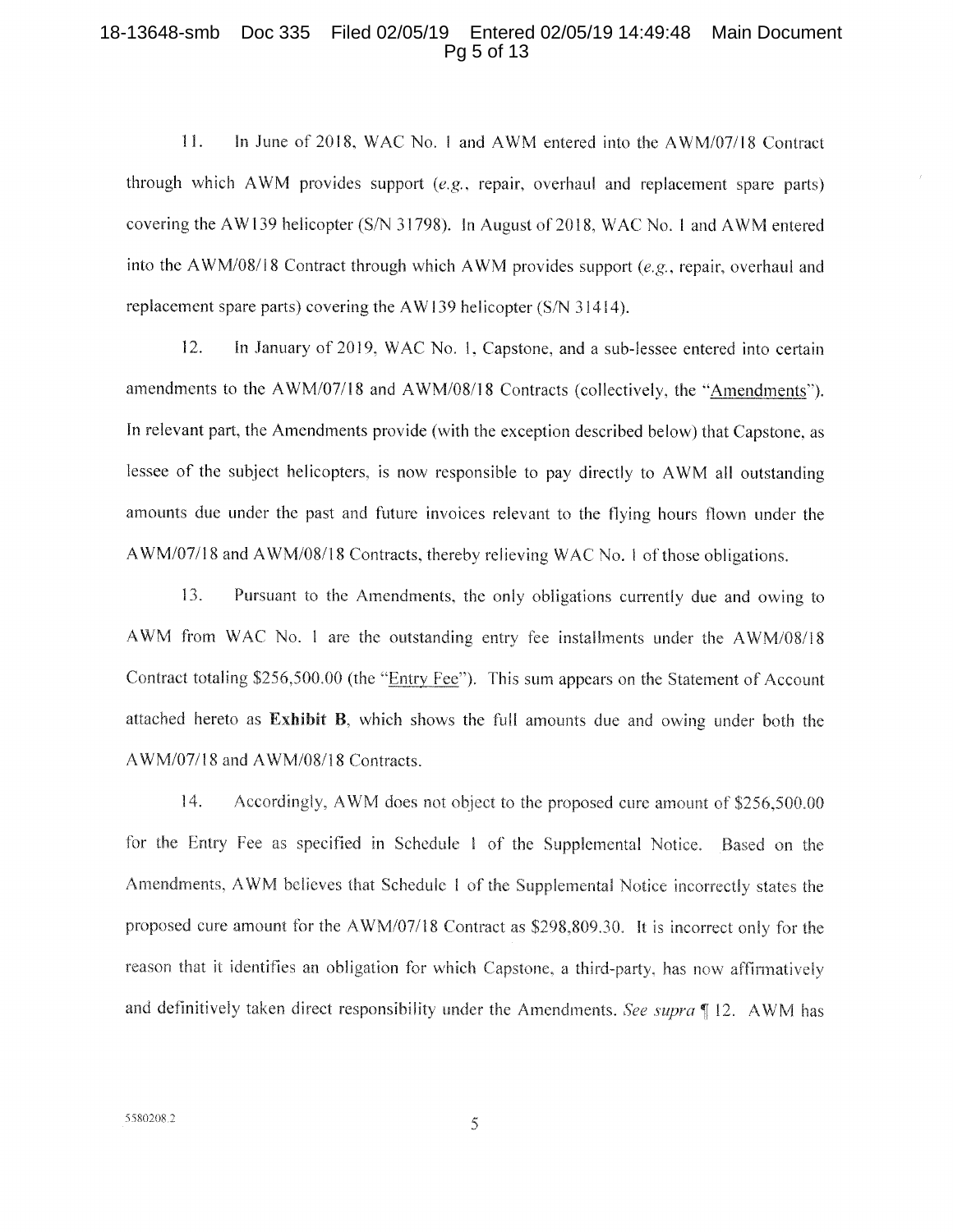11. In June of 2018, WAC No. 1 and AWM entered into the AWM/07/18 Contract through which AWM provides support (*e.g.*, repair, overhaul and replacement spare parts) covering the AW139 helicopter (S/N 31798). In August of 2018, WAC No. 1 and AWM entered into the AWM/08/18 Contract through which AWM provides support (*e.g.*, repair, overhaul and replacement spare parts) covering the AW139 helicopter (S/N 31414).

12. In January of 2019, WAC No. 1, Capstone, and a sub-lessee entered into certain amendments to the AWM/07/18 and AWM/08/18 Contracts (collectively, the "Amendments"). In relevant part, the Amendments provide (with the exception described below) that Capstone, as lessee of the subject helicopters, is now responsible to pay directly to AWM all outstanding amounts due under the past and future invoices relevant to the flying hours flown under the AWM/07/18 and AWM/08/18 Contracts, thereby relieving WAC No. 1 of those obligations.

13. Pursuant to the Amendments, the only obligations currently due and owing to AWM from WAC No. 1 are the outstanding entry fee installments under the AWM/08/18 Contract totaling $256,500.00 (the "Entry Fee"). This sum appears on the Statement of Account attached hereto as **Exhibit B**, which shows the full amounts due and owing under both the AWM/07/18 and AWM/08/18 Contracts.

14. Accordingly, AWM does not object to the proposed cure amount of $256,500.00 for the Entry Fee as specified in Schedule 1 of the Supplemental Notice. Based on the Amendments, AWM believes that Schedule 1 of the Supplemental Notice incorrectly states the proposed cure amount for the AWM/07/18 Contract as $298,809.30. It is incorrect only for the reason that it identifies an obligation for which Capstone, a third-party, has now affirmatively and definitively taken direct responsibility under the Amendments. *See supra* ¶ 12. AWM has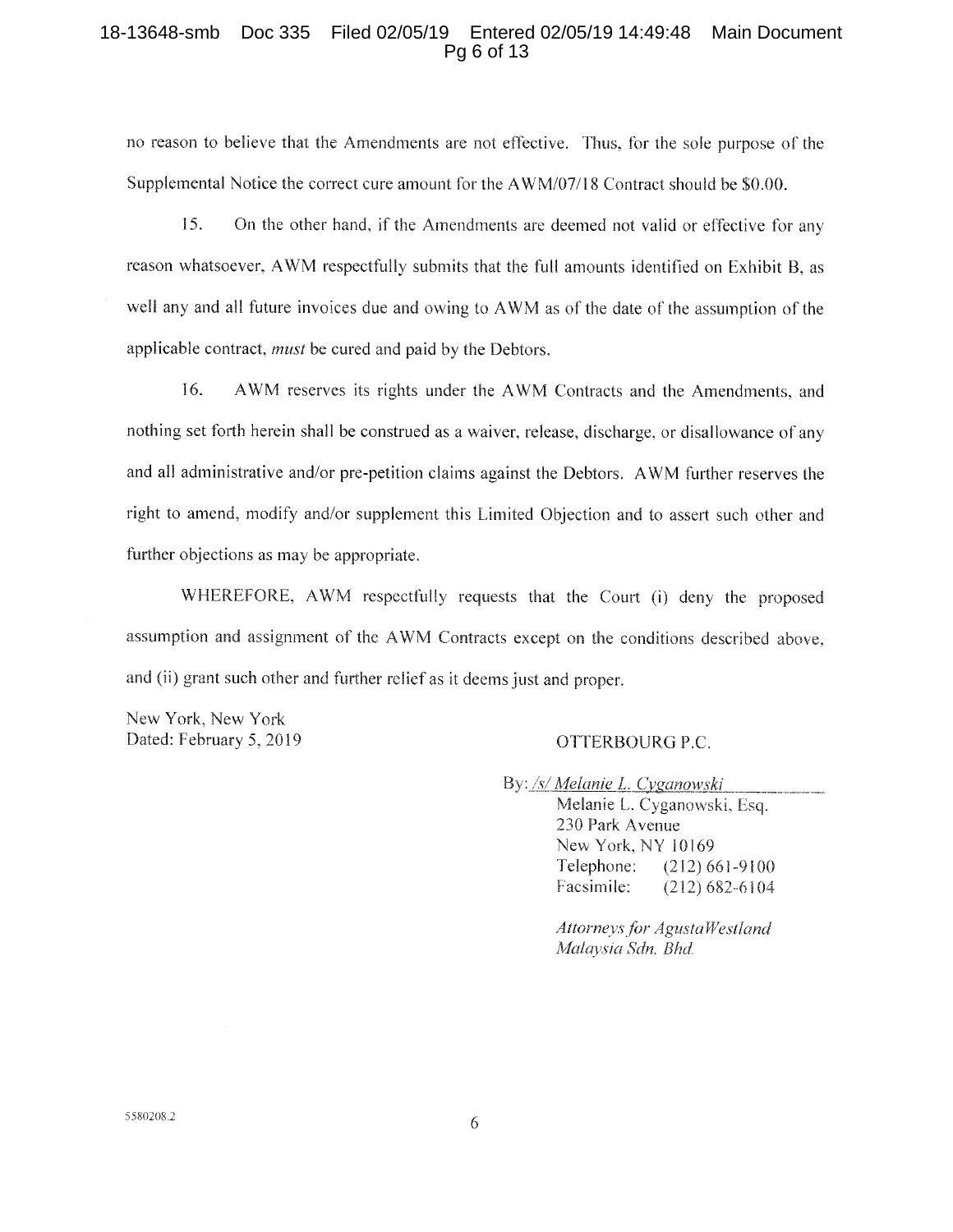no reason to believe that the Amendments are not effective. Thus, for the sole purpose of the Supplemental Notice the correct cure amount for the AWM/07/18 Contract should be $0.00.

15. On the other hand, if the Amendments are deemed not valid or effective for any reason whatsoever, AWM respectfully submits that the full amounts identified on Exhibit B, as well any and all future invoices due and owing to AWM as of the date of the assumption of the applicable contract, *must* be cured and paid by the Debtors.

16. AWM reserves its rights under the AWM Contracts and the Amendments, and nothing set forth herein shall be construed as a waiver, release, discharge, or disallowance of any and all administrative and/or pre-petition claims against the Debtors. AWM further reserves the right to amend, modify and/or supplement this Limited Objection and to assert such other and further objections as may be appropriate.

WHEREFORE, AWM respectfully requests that the Court (i) deny the proposed assumption and assignment of the AWM Contracts except on the conditions described above, and (ii) grant such other and further relief as it deems just and proper.

New York, New York
Dated: February 5, 2019

OTTERBOURG P.C.

By: */s/ Melanie L. Cyganowski*
Melanie L. Cyganowski, Esq.
230 Park Avenue
New York, NY 10169
Telephone: (212) 661-9100
Facsimile: (212) 682-6104

*Attorneys for AgustaWestland Malaysia Sdn. Bhd.*

5580208.2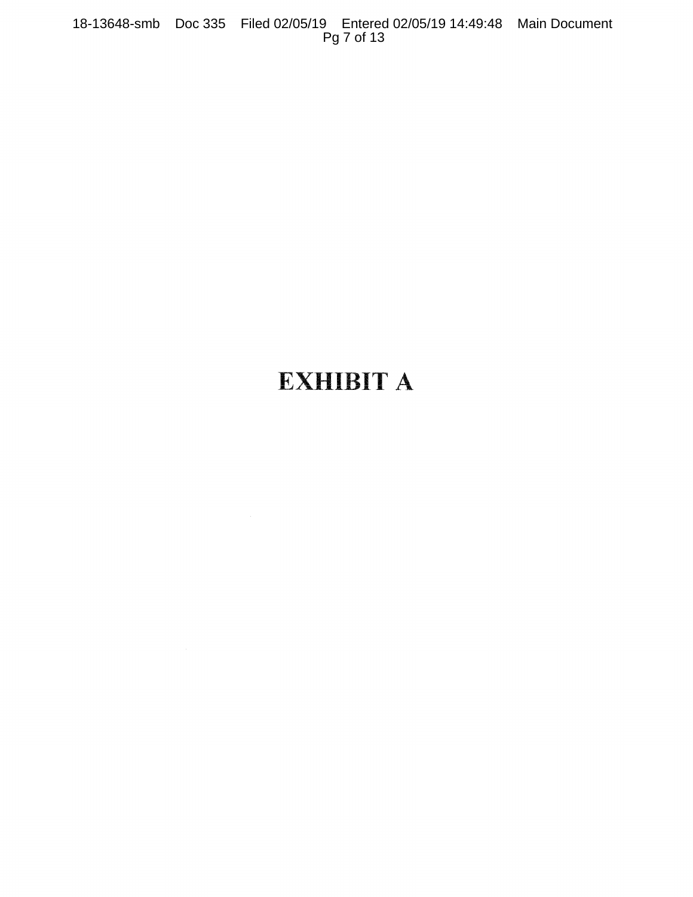# EXHIBIT A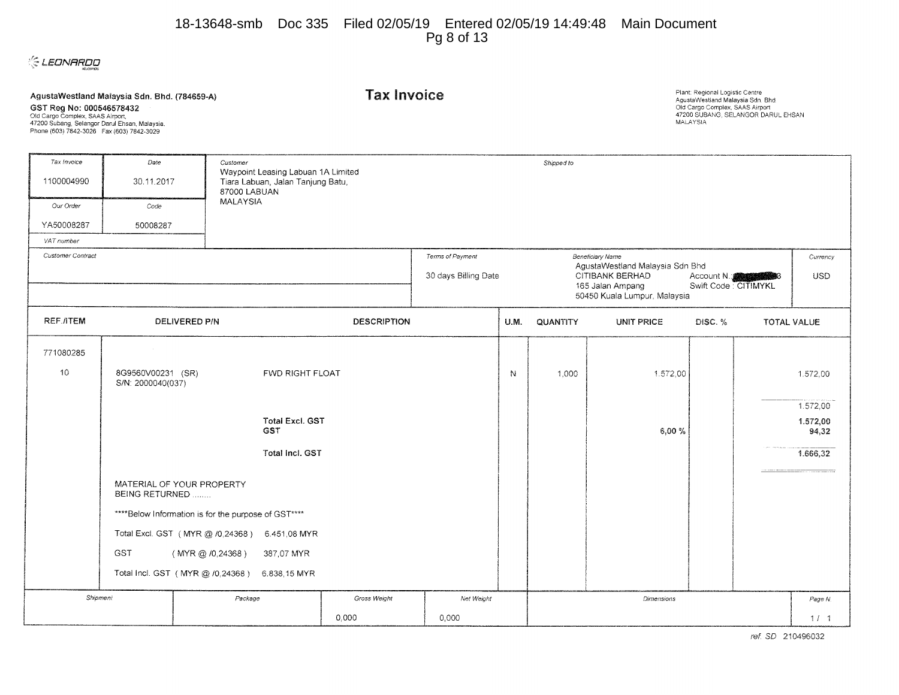LEONARDO

**AgustaWestland Malaysia Sdn. Bhd. (784659-A)**
**GST Reg No: 000546578432**
Old Cargo Complex, SAAS Airport,
47200 Subang, Selangor Darul Ehsan, Malaysia.
Phone (603) 7842-3026 Fax (603) 7842-3029

# Tax Invoice

Plant: Regional Logistic Centre
AgustaWestland Malaysia Sdn. Bhd
Old Cargo Complex, SAAS Airport
47200 SUBANG, SELANGOR DARUL EHSAN
MALAYSIA

| Tax Invoice | Date | Customer | Shipped to |
|---|---|---|---|
| 1100004990 | 30.11.2017 | Waypoint Leasing Labuan 1A Limited<br>Tiara Labuan, Jalan Tanjung Batu,<br>87000 LABUAN<br>MALAYSIA | |
| **Our Order** | **Code** | | |
| YA50008287 | 50008287 | | |
| **VAT number** | | | |

| Customer Contract | Terms of Payment | Beneficiary Name | Currency |
|---|---|---|---|
| | 30 days Billing Date | AgustaWestland Malaysia Sdn Bhd<br>CITIBANK BERHAD Account N.: [redacted]3<br>165 Jalan Ampang Swift Code : CITIMYKL<br>50450 Kuala Lumpur, Malaysia | USD |

| REF./ITEM | DELIVERED P/N | DESCRIPTION | U.M. | QUANTITY | UNIT PRICE | DISC. % | TOTAL VALUE |
|---|---|---|---|---|---|---|---|
| 771080285 | | | | | | | |
| 10 | 8G9560V00231 (SR)<br>S/N: 2000040(037) | FWD RIGHT FLOAT | N | 1,000 | 1.572,00 | | 1.572,00 |
| | | | | | | | 1.572,00 |
| | | **Total Excl. GST** | | | | | **1.572,00** |
| | | **GST** | | | 6,00 % | | **94,32** |
| | | **Total Incl. GST** | | | | | **1.666,32** |

MATERIAL OF YOUR PROPERTY BEING RETURNED ........

****Below Information is for the purpose of GST****

Total Excl. GST ( MYR @ /0,24368 ) 6.451,08 MYR

GST ( MYR @ /0,24368 ) 387,07 MYR

Total Incl. GST ( MYR @ /0,24368 ) 6.838,15 MYR

| Shipment | Package | Gross Weight | Net Weight | Dimensions | Page N. |
|---|---|---|---|---|---|
| | | 0,000 | 0,000 | | 1 / 1 |

ref. SD 210496032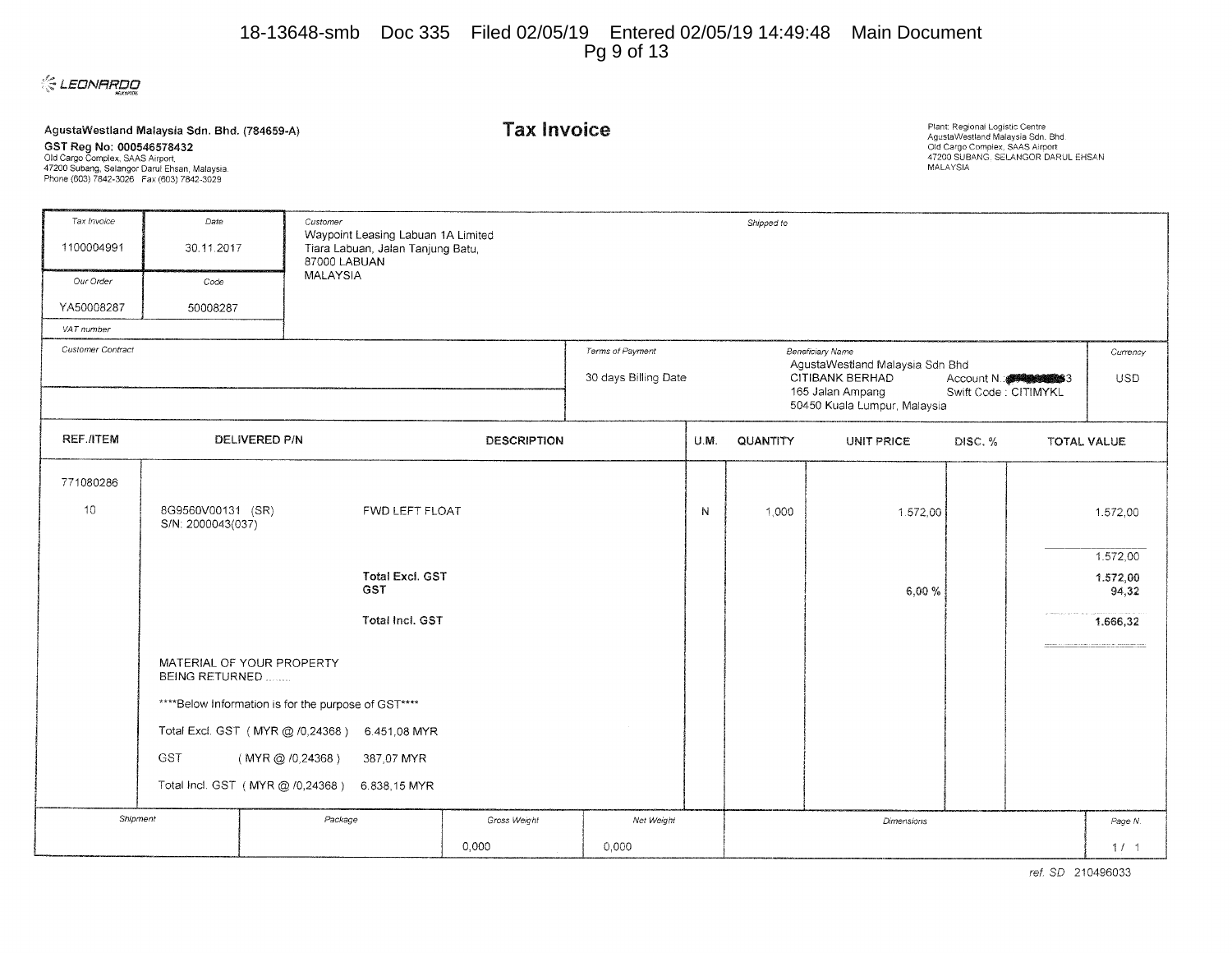LEONARDO

**AgustaWestland Malaysia Sdn. Bhd. (784659-A)**
**GST Reg No: 000546578432**
Old Cargo Complex, SAAS Airport,
47200 Subang, Selangor Darul Ehsan, Malaysia.
Phone (603) 7842-3026 Fax (603) 7842-3029

# Tax Invoice

Plant: Regional Logistic Centre
AgustaWestland Malaysia Sdn. Bhd
Old Cargo Complex, SAAS Airport
47200 SUBANG, SELANGOR DARUL EHSAN
MALAYSIA

| Tax Invoice | Date | Customer | Shipped to |
|---|---|---|---|
| 1100004991 | 30.11.2017 | Waypoint Leasing Labuan 1A Limited<br>Tiara Labuan, Jalan Tanjung Batu,<br>87000 LABUAN<br>MALAYSIA | |
| **Our Order** | **Code** | | |
| YA50008287 | 50008287 | | |
| **VAT number** | | | |

| Customer Contract | Terms of Payment | Beneficiary Name | Currency |
|---|---|---|---|
| | 30 days Billing Date | AgustaWestland Malaysia Sdn Bhd<br>CITIBANK BERHAD Account N.: [redacted]3<br>165 Jalan Ampang Swift Code : CITIMYKL<br>50450 Kuala Lumpur, Malaysia | USD |

| REF./ITEM | DELIVERED P/N | DESCRIPTION | U.M. | QUANTITY | UNIT PRICE | DISC. % | TOTAL VALUE |
|---|---|---|---|---|---|---|---|
| 771080286 | | | | | | | |
| 10 | 8G9560V00131 (SR)<br>S/N: 2000043(037) | FWD LEFT FLOAT | N | 1,000 | 1.572,00 | | 1.572,00 |
| | | | | | | | 1.572,00 |
| | | **Total Excl. GST** | | | | | **1.572,00** |
| | | **GST** | | | 6,00 % | | **94,32** |
| | | **Total Incl. GST** | | | | | **1.666,32** |

MATERIAL OF YOUR PROPERTY
BEING RETURNED ........

****Below Information is for the purpose of GST****

Total Excl. GST ( MYR @ /0,24368 ) 6.451,08 MYR

GST ( MYR @ /0,24368 ) 387,07 MYR

Total Incl. GST ( MYR @ /0,24368 ) 6.838,15 MYR

| Shipment | Package | Gross Weight | Net Weight | Dimensions | Page N. |
|---|---|---|---|---|---|
| | | 0,000 | 0,000 | | 1 / 1 |

ref. SD 210496033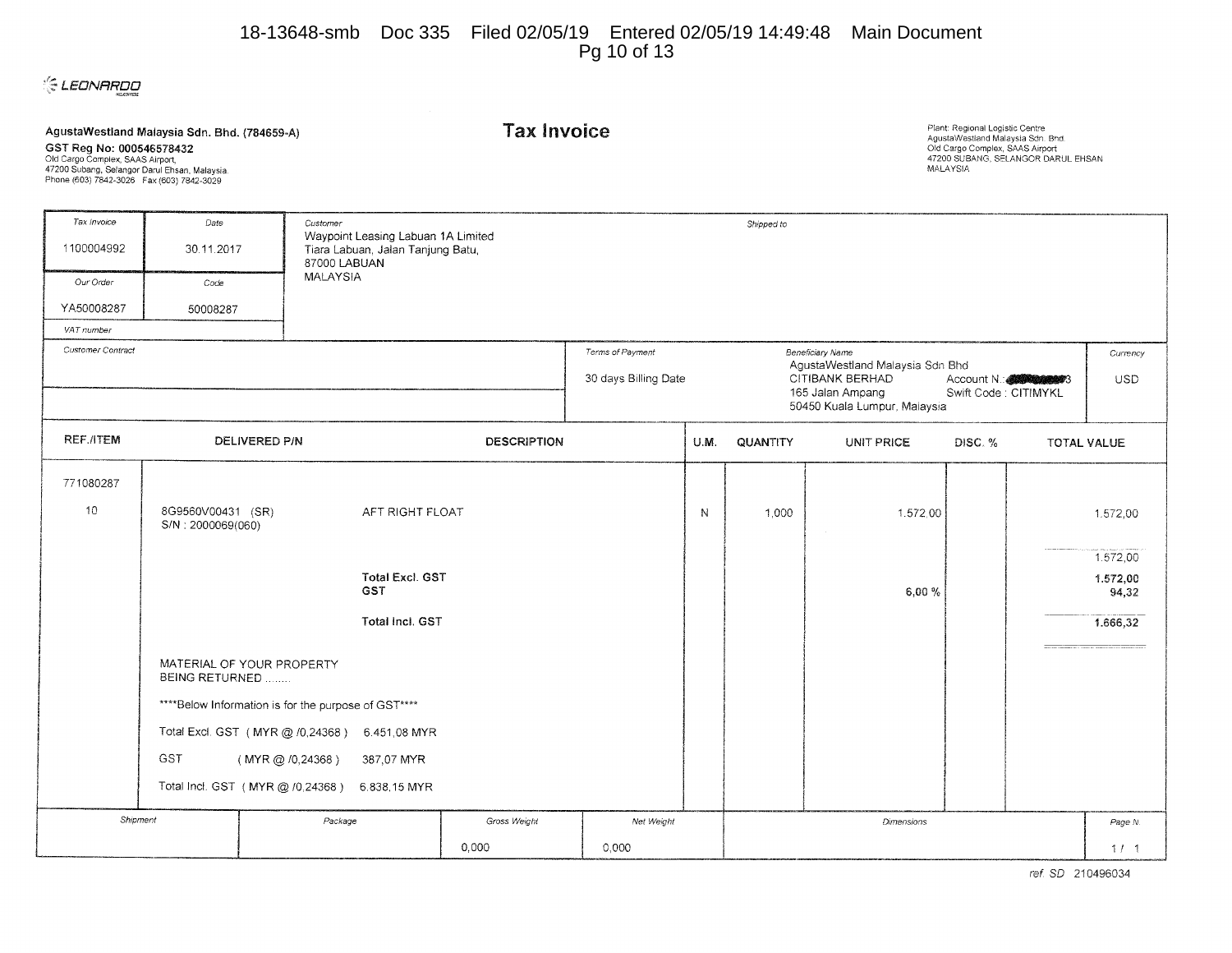LEONARDO

**AgustaWestland Malaysia Sdn. Bhd. (784659-A)**
**GST Reg No: 000546578432**
Old Cargo Complex, SAAS Airport,
47200 Subang, Selangor Darul Ehsan, Malaysia.
Phone (603) 7842-3026 Fax (603) 7842-3029

# Tax Invoice

Plant: Regional Logistic Centre
AgustaWestland Malaysia Sdn. Bhd.
Old Cargo Complex, SAAS Airport
47200 SUBANG, SELANGOR DARUL EHSAN
MALAYSIA

| Tax Invoice | Date | Customer | Shipped to |
|---|---|---|---|
| 1100004992 | 30.11.2017 | Waypoint Leasing Labuan 1A Limited<br>Tiara Labuan, Jalan Tanjung Batu,<br>87000 LABUAN<br>MALAYSIA | |
| **Our Order** | **Code** | | |
| YA50008287 | 50008287 | | |
| **VAT number** | | | |

| Customer Contract | Terms of Payment | Beneficiary Name | Currency |
|---|---|---|---|
| | 30 days Billing Date | AgustaWestland Malaysia Sdn Bhd<br>CITIBANK BERHAD Account N.: [redacted]3<br>165 Jalan Ampang Swift Code : CITIMYKL<br>50450 Kuala Lumpur, Malaysia | USD |

| REF./ITEM | DELIVERED P/N | DESCRIPTION | U.M. | QUANTITY | UNIT PRICE | DISC. % | TOTAL VALUE |
|---|---|---|---|---|---|---|---|
| 771080287 | | | | | | | |
| 10 | 8G9560V00431 (SR)<br>S/N : 2000069(060) | AFT RIGHT FLOAT | N | 1,000 | 1.572,00 | | 1.572,00 |
| | | | | | | | 1.572,00 |
| | | **Total Excl. GST** | | | | | **1.572,00** |
| | | **GST** | | | 6,00 % | | **94,32** |
| | | **Total Incl. GST** | | | | | **1.666,32** |

MATERIAL OF YOUR PROPERTY
BEING RETURNED ........

****Below Information is for the purpose of GST****

Total Excl. GST ( MYR @ /0,24368 ) 6.451,08 MYR

GST ( MYR @ /0,24368 ) 387,07 MYR

Total Incl. GST ( MYR @ /0,24368 ) 6.838,15 MYR

| Shipment | Package | Gross Weight | Net Weight | Dimensions | Page N. |
|---|---|---|---|---|---|
| | | 0,000 | 0,000 | | 1 / 1 |

ref. SD 210496034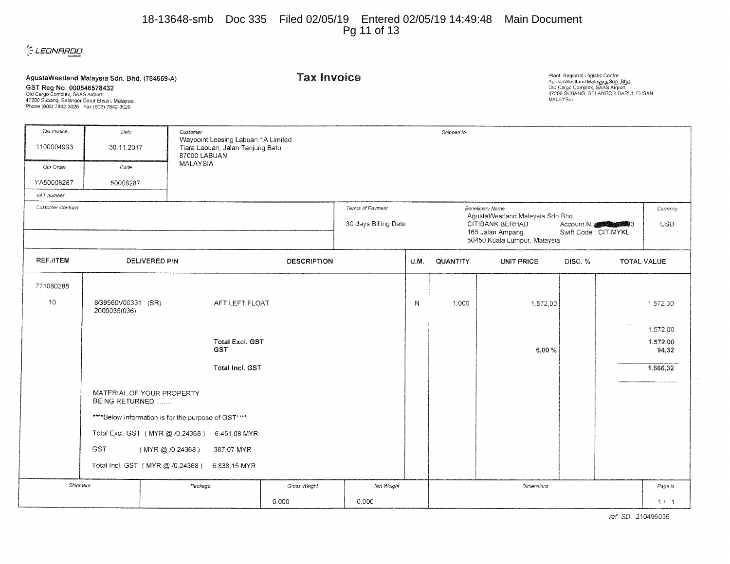LEONARDO

**AgustaWestland Malaysia Sdn. Bhd. (784659-A)**
**GST Reg No: 000546578432**
Old Cargo Complex, SAAS Airport,
47200 Subang, Selangor Darul Ehsan, Malaysia.
Phone (603) 7842-3026 Fax (603) 7842-3029

# Tax Invoice

Plant: Regional Logistic Centre
AgustaWestland Malaysia Sdn. Bhd.
Old Cargo Complex, SAAS Airport
47200 SUBANG, SELANGOR DARUL EHSAN
MALAYSIA

| Tax Invoice | Date | Customer | Shipped to |
|---|---|---|---|
| 1100004993 | 30.11.2017 | Waypoint Leasing Labuan 1A Limited<br>Tiara Labuan, Jalan Tanjung Batu,<br>87000 LABUAN<br>MALAYSIA | |
| Our Order | Code | | |
| YA50008287 | 50008287 | | |
| VAT number | | | |

| Customer Contract | Terms of Payment | Beneficiary Name | Currency |
|---|---|---|---|
| | 30 days Billing Date | AgustaWestland Malaysia Sdn Bhd<br>CITIBANK BERHAD Account N. [redacted]3<br>165 Jalan Ampang Swift Code : CITIMYKL<br>50450 Kuala Lumpur, Malaysia | USD |

| REF./ITEM | DELIVERED P/N | DESCRIPTION | U.M. | QUANTITY | UNIT PRICE | DISC. % | TOTAL VALUE |
|---|---|---|---|---|---|---|---|
| 771080288 | | | | | | | |
| 10 | 8G9560V00331 (SR) 2000035(036) | AFT LEFT FLOAT | N | 1,000 | 1.572,00 | | 1.572,00 |
| | | | | | | | 1.572,00 |
| | | **Total Excl. GST** | | | | | **1.572,00** |
| | | **GST** | | | 6,00 % | | **94,32** |
| | | **Total Incl. GST** | | | | | **1.666,32** |

MATERIAL OF YOUR PROPERTY BEING RETURNED ........

\*\*\*\*Below Information is for the purpose of GST\*\*\*\*

Total Excl. GST ( MYR @ /0,24368 ) 6.451,08 MYR

GST ( MYR @ /0,24368 ) 387,07 MYR

Total Incl. GST ( MYR @ /0,24368 ) 6.838,15 MYR

| Shipment | Package | Gross Weight | Net Weight | Dimensions | Page N. |
|---|---|---|---|---|---|
| | | 0,000 | 0,000 | | 1 / 1 |

ref. SD 210496035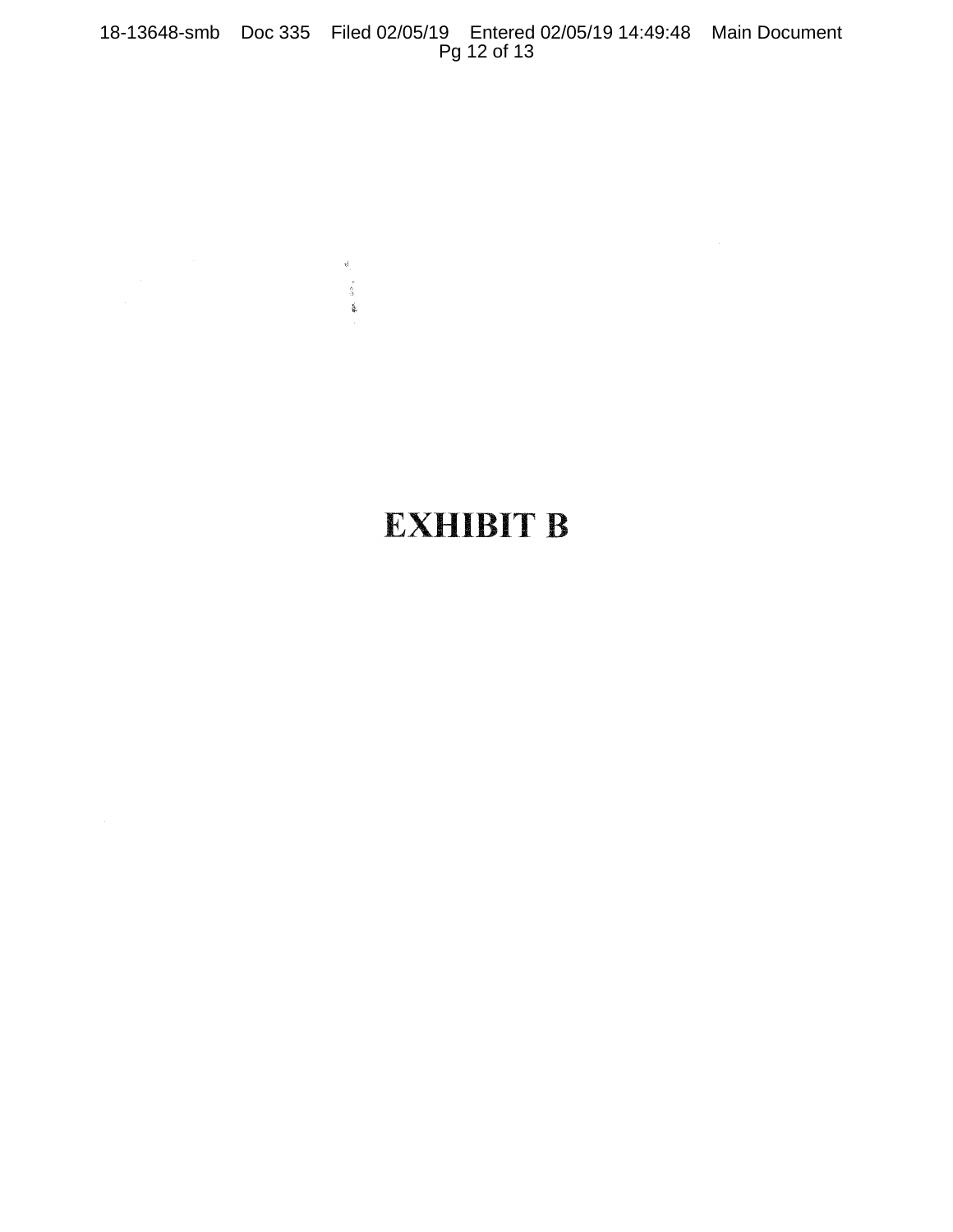# EXHIBIT B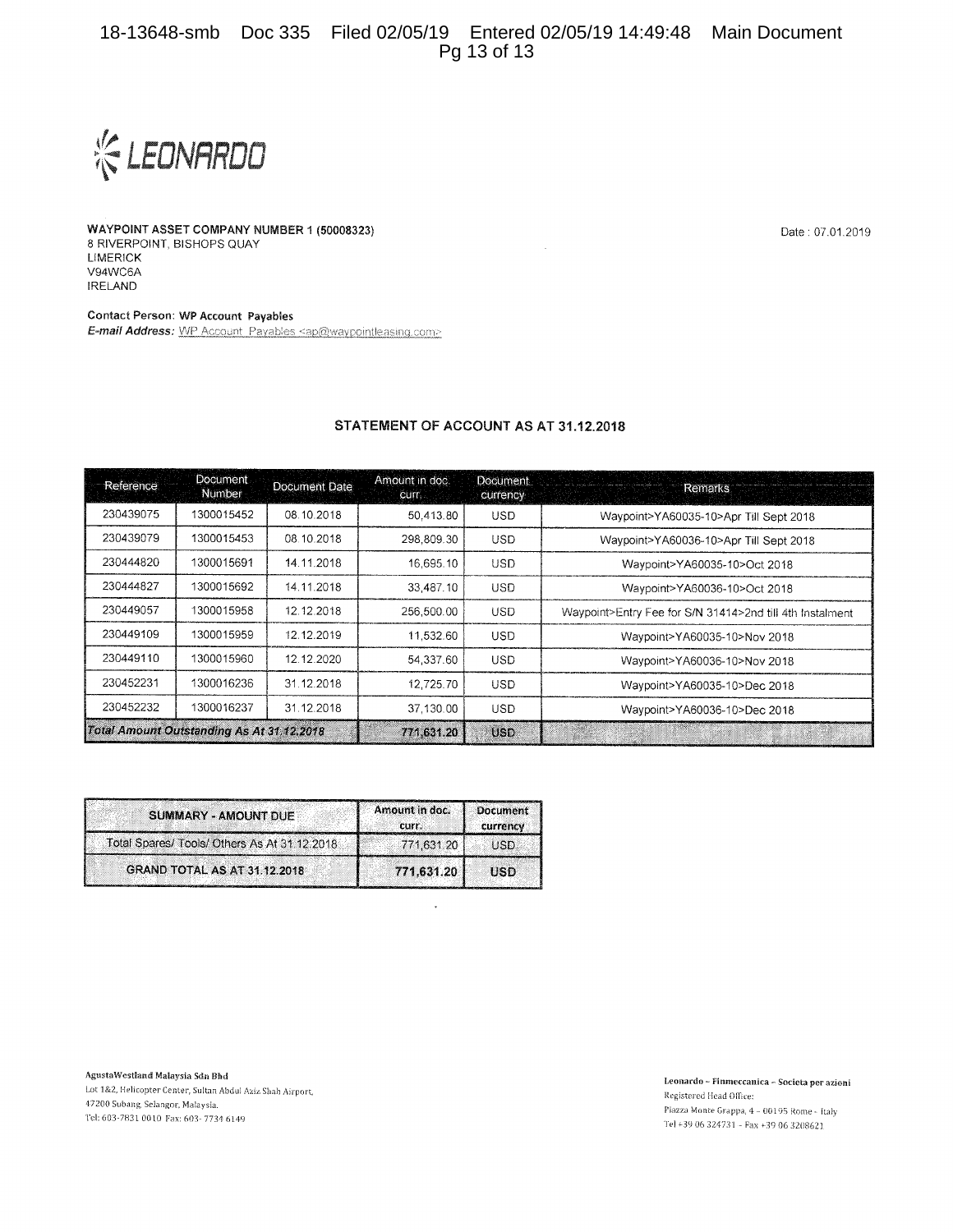LEONARDO

**WAYPOINT ASSET COMPANY NUMBER 1 (50008323)**
8 RIVERPOINT, BISHOPS QUAY
LIMERICK
V94WC6A
IRELAND

Date : 07.01.2019

**Contact Person:** **WP Account Payables**
***E-mail Address:*** WP Account Payables <ap@waypointleasing.com>

## STATEMENT OF ACCOUNT AS AT 31.12.2018

| Reference | Document Number | Document Date | Amount in doc. curr. | Document currency | Remarks |
|---|---|---|---|---|---|
| 230439075 | 1300015452 | 08.10.2018 | 50,413.80 | USD | Waypoint>YA60035-10>Apr Till Sept 2018 |
| 230439079 | 1300015453 | 08.10.2018 | 298,809.30 | USD | Waypoint>YA60036-10>Apr Till Sept 2018 |
| 230444820 | 1300015691 | 14.11.2018 | 16,695.10 | USD | Waypoint>YA60035-10>Oct 2018 |
| 230444827 | 1300015692 | 14.11.2018 | 33,487.10 | USD | Waypoint>YA60036-10>Oct 2018 |
| 230449057 | 1300015958 | 12.12.2018 | 256,500.00 | USD | Waypoint>Entry Fee for S/N 31414>2nd till 4th Instalment |
| 230449109 | 1300015959 | 12.12.2019 | 11,532.60 | USD | Waypoint>YA60035-10>Nov 2018 |
| 230449110 | 1300015960 | 12.12.2020 | 54,337.60 | USD | Waypoint>YA60036-10>Nov 2018 |
| 230452231 | 1300016236 | 31.12.2018 | 12,725.70 | USD | Waypoint>YA60035-10>Dec 2018 |
| 230452232 | 1300016237 | 31.12.2018 | 37,130.00 | USD | Waypoint>YA60036-10>Dec 2018 |
| ***Total Amount Outstanding As At 31.12.2018*** | | | **771,631.20** | **USD** | |

| SUMMARY - AMOUNT DUE | Amount in doc. curr. | Document currency |
|---|---|---|
| Total Spares/ Tools/ Others As At 31.12.2018 | 771,631.20 | USD |
| **GRAND TOTAL AS AT 31.12.2018** | **771,631.20** | **USD** |

**AgustaWestland Malaysia Sdn Bhd**
Lot 1&2, Helicopter Center, Sultan Abdul Aziz Shah Airport,
47200 Subang, Selangor, Malaysia.
Tel: 603-7831 0010 Fax: 603- 7734 6149

**Leonardo – Finmeccanica – Societa per azioni**
Registered Head Office:
Piazza Monte Grappa, 4 – 00195 Rome - Italy
Tel +39 06 324731 - Fax +39 06 3208621